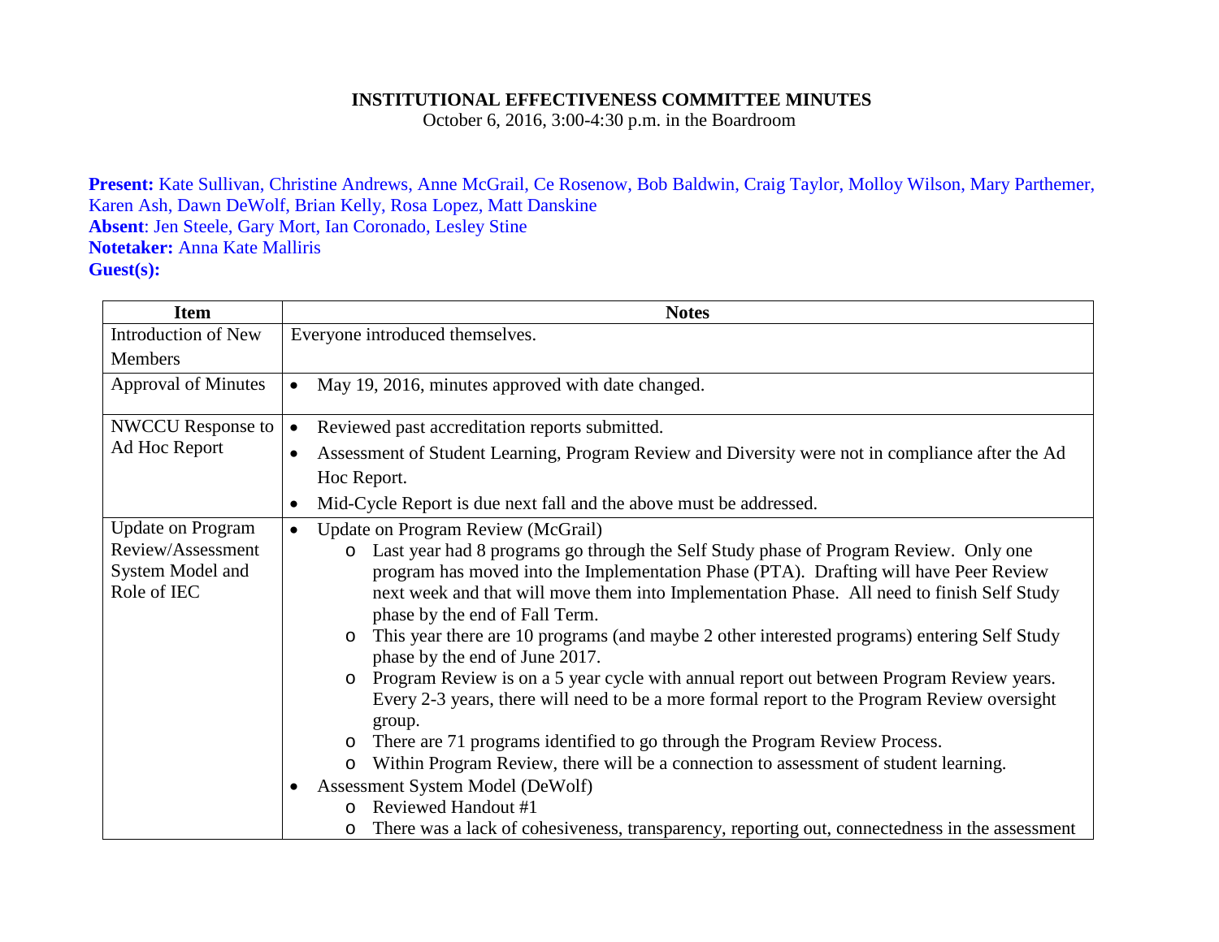# INSTITUTIONAL EFFECTIVENESS COMMITTEE MINUTES

October 6, 2016, 3:00-4:30 p.m. in the Boardroom

**Present:** Kate Sullivan, Christine Andrews, Anne McGrail, Ce Rosenow, Bob Baldwin, Craig Taylor, Molloy Wilson, Mary Parthemer, Karen Ash, Dawn DeWolf, Brian Kelly, Rosa Lopez, Matt Danskine
**Absent**: Jen Steele, Gary Mort, Ian Coronado, Lesley Stine
**Notetaker:** Anna Kate Malliris
**Guest(s):**

| Item | Notes |
|---|---|
| Introduction of New Members | Everyone introduced themselves. |
| Approval of Minutes | • May 19, 2016, minutes approved with date changed. |
| NWCCU Response to Ad Hoc Report | • Reviewed past accreditation reports submitted.<br>• Assessment of Student Learning, Program Review and Diversity were not in compliance after the Ad Hoc Report.<br>• Mid-Cycle Report is due next fall and the above must be addressed. |
| Update on Program Review/Assessment System Model and Role of IEC | • Update on Program Review (McGrail)<br>&nbsp;&nbsp;&nbsp;&nbsp;o Last year had 8 programs go through the Self Study phase of Program Review. Only one program has moved into the Implementation Phase (PTA). Drafting will have Peer Review next week and that will move them into Implementation Phase. All need to finish Self Study phase by the end of Fall Term.<br>&nbsp;&nbsp;&nbsp;&nbsp;o This year there are 10 programs (and maybe 2 other interested programs) entering Self Study phase by the end of June 2017.<br>&nbsp;&nbsp;&nbsp;&nbsp;o Program Review is on a 5 year cycle with annual report out between Program Review years. Every 2-3 years, there will need to be a more formal report to the Program Review oversight group.<br>&nbsp;&nbsp;&nbsp;&nbsp;o There are 71 programs identified to go through the Program Review Process.<br>&nbsp;&nbsp;&nbsp;&nbsp;o Within Program Review, there will be a connection to assessment of student learning.<br>• Assessment System Model (DeWolf)<br>&nbsp;&nbsp;&nbsp;&nbsp;o Reviewed Handout #1<br>&nbsp;&nbsp;&nbsp;&nbsp;o There was a lack of cohesiveness, transparency, reporting out, connectedness in the assessment |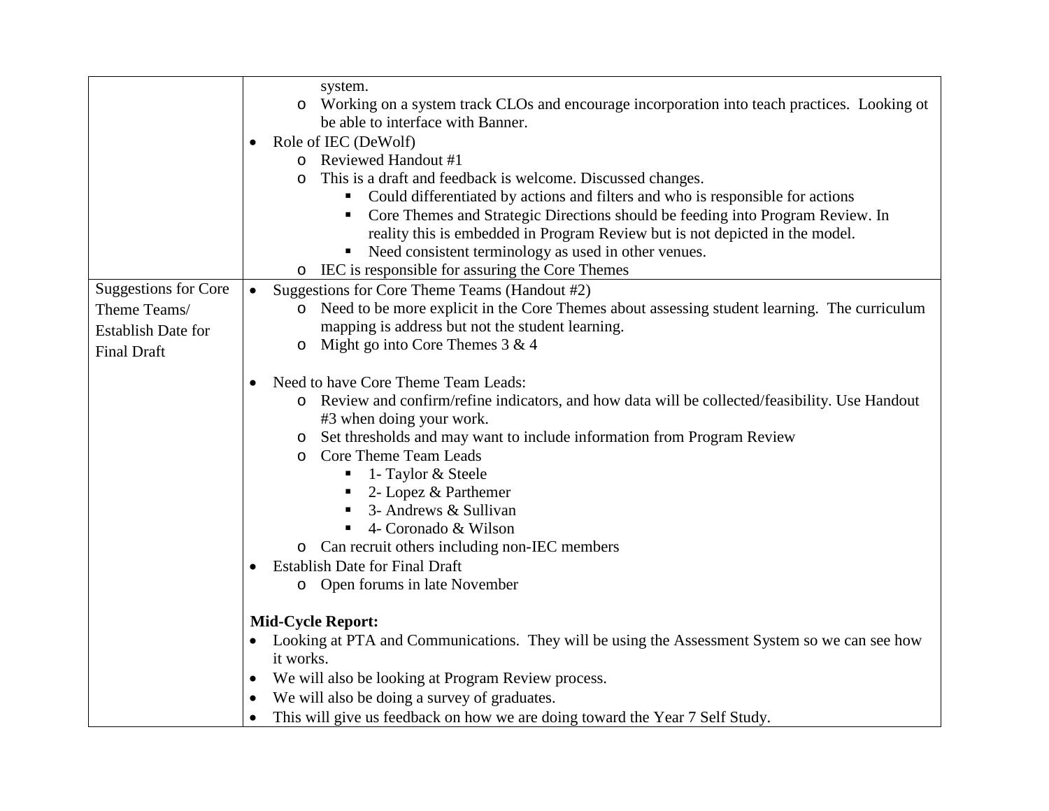| | |
|---|---|
| | system.<br>o Working on a system track CLOs and encourage incorporation into teach practices. Looking ot be able to interface with Banner.<br>• Role of IEC (DeWolf)<br>o Reviewed Handout #1<br>o This is a draft and feedback is welcome. Discussed changes.<br>▪ Could differentiated by actions and filters and who is responsible for actions<br>▪ Core Themes and Strategic Directions should be feeding into Program Review. In reality this is embedded in Program Review but is not depicted in the model.<br>▪ Need consistent terminology as used in other venues.<br>o IEC is responsible for assuring the Core Themes |
| Suggestions for Core Theme Teams/ Establish Date for Final Draft | • Suggestions for Core Theme Teams (Handout #2)<br>o Need to be more explicit in the Core Themes about assessing student learning. The curriculum mapping is address but not the student learning.<br>o Might go into Core Themes 3 & 4<br><br>• Need to have Core Theme Team Leads:<br>o Review and confirm/refine indicators, and how data will be collected/feasibility. Use Handout #3 when doing your work.<br>o Set thresholds and may want to include information from Program Review<br>o Core Theme Team Leads<br>▪ 1- Taylor & Steele<br>▪ 2- Lopez & Parthemer<br>▪ 3- Andrews & Sullivan<br>▪ 4- Coronado & Wilson<br>o Can recruit others including non-IEC members<br>• Establish Date for Final Draft<br>o Open forums in late November<br><br>**Mid-Cycle Report:**<br>• Looking at PTA and Communications. They will be using the Assessment System so we can see how it works.<br>• We will also be looking at Program Review process.<br>• We will also be doing a survey of graduates.<br>• This will give us feedback on how we are doing toward the Year 7 Self Study. |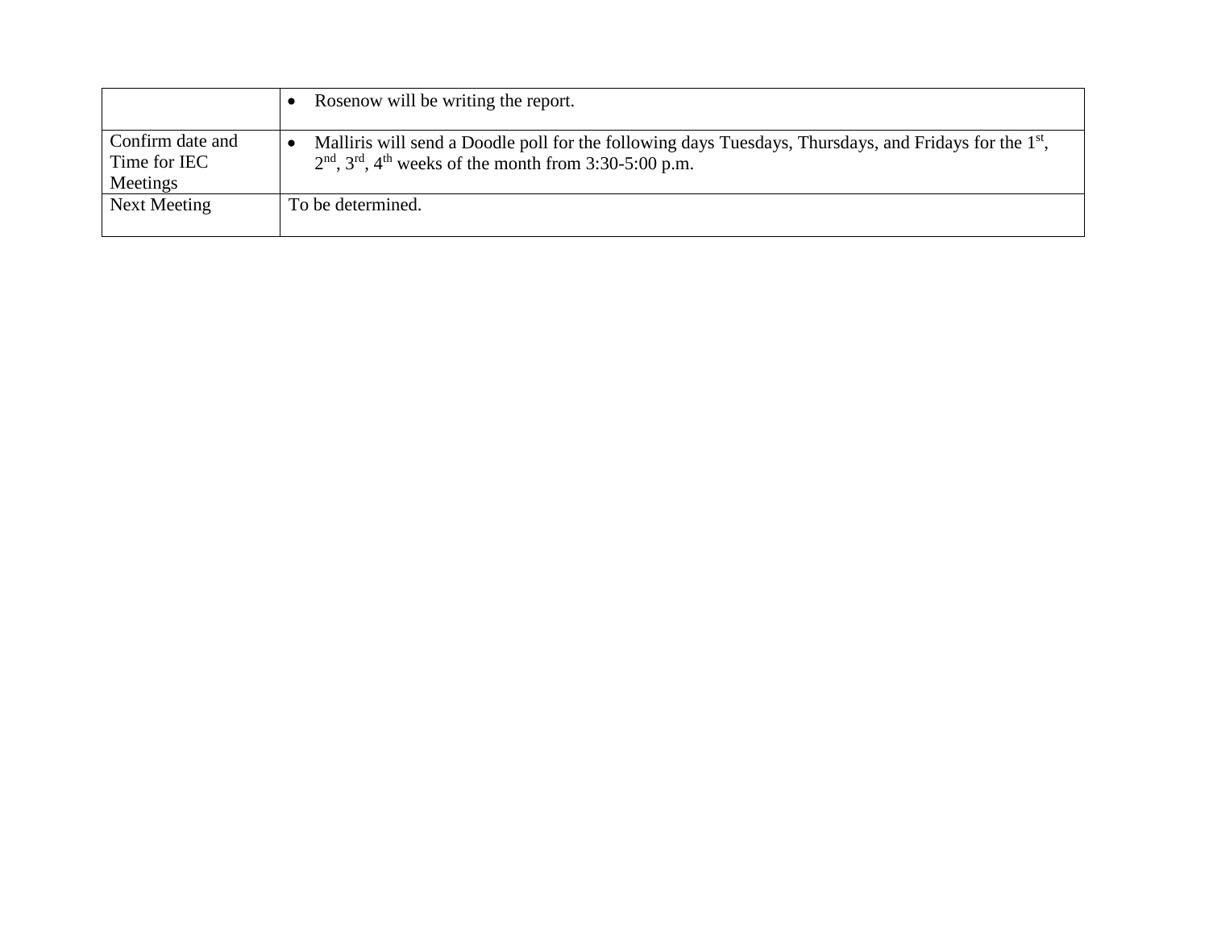| | |
|---|---|
| | • Rosenow will be writing the report. |
| Confirm date and Time for IEC Meetings | • Malliris will send a Doodle poll for the following days Tuesdays, Thursdays, and Fridays for the 1st, 2nd, 3rd, 4th weeks of the month from 3:30-5:00 p.m. |
| Next Meeting | To be determined. |